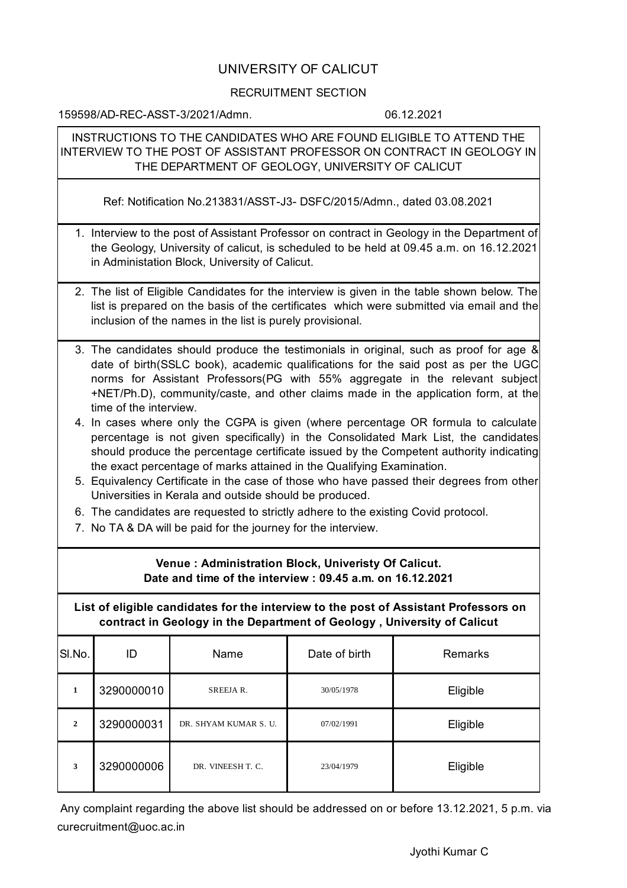# UNIVERSITY OF CALICUT

## RECRUITMENT SECTION

159598/AD-REC-ASST-3/2021/Admn. 06.12.2021

**INSTRUCTIONS TO THE CANDIDATES WHO ARE FOUND ELIGIBLE TO ATTEND THE INTERVIEW TO THE POST OF ASSISTANT PROFESSOR ON CONTRACT IN GEOLOGY IN THE DEPARTMENT OF GEOLOGY, UNIVERSITY OF CALICUT**

Ref: Notification No.213831/ASST-J3- DSFC/2015/Admn., dated 03.08.2021

1. Interview to the post of Assistant Professor on contract in Geology in the Department of the Geology, University of calicut, is scheduled to be held at 09.45 a.m. on 16.12.2021 in Administation Block, University of Calicut.
2. The list of Eligible Candidates for the interview is given in the table shown below. The list is prepared on the basis of the certificates which were submitted via email and the inclusion of the names in the list is purely provisional.
3. The candidates should produce the testimonials in original, such as proof for age & date of birth(SSLC book), academic qualifications for the said post as per the UGC norms for Assistant Professors(PG with 55% aggregate in the relevant subject +NET/Ph.D), community/caste, and other claims made in the application form, at the time of the interview.
4. In cases where only the CGPA is given (where percentage OR formula to calculate percentage is not given specifically) in the Consolidated Mark List, the candidates should produce the percentage certificate issued by the Competent authority indicating the exact percentage of marks attained in the Qualifying Examination.
5. Equivalency Certificate in the case of those who have passed their degrees from other Universities in Kerala and outside should be produced.
6. The candidates are requested to strictly adhere to the existing Covid protocol.
7. No TA & DA will be paid for the journey for the interview.

**Venue : Administration Block, Univeristy Of Calicut.**
**Date and time of the interview : 09.45 a.m. on 16.12.2021**

**List of eligible candidates for the interview to the post of Assistant Professors on contract in Geology in the Department of Geology , University of Calicut**

| Sl.No. | ID | Name | Date of birth | Remarks |
|---|---|---|---|---|
| 1 | 3290000010 | SREEJA R. | 30/05/1978 | Eligible |
| 2 | 3290000031 | DR. SHYAM KUMAR S. U. | 07/02/1991 | Eligible |
| 3 | 3290000006 | DR. VINEESH T. C. | 23/04/1979 | Eligible |

Any complaint regarding the above list should be addressed on or before 13.12.2021, 5 p.m. via curecruitment@uoc.ac.in

Jyothi Kumar C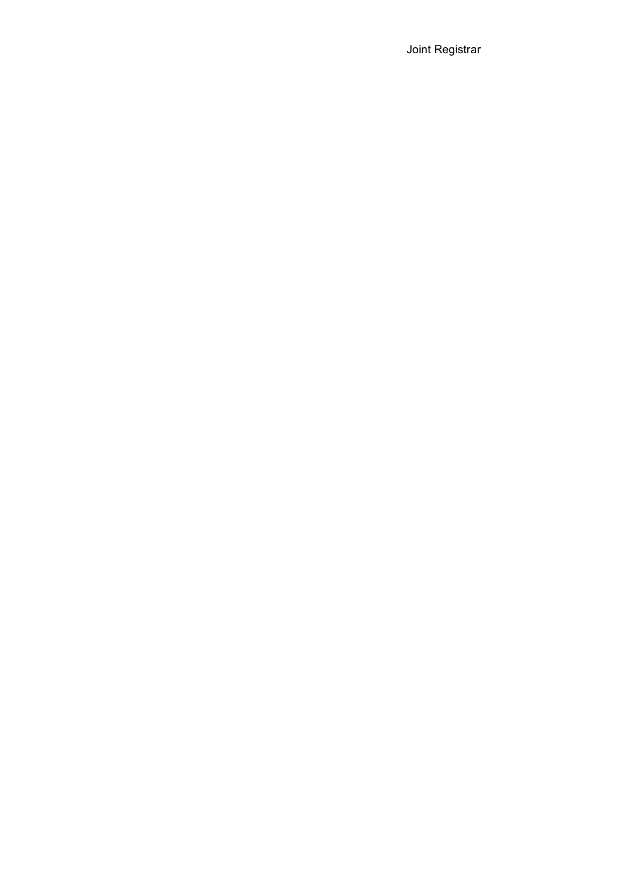Joint Registrar